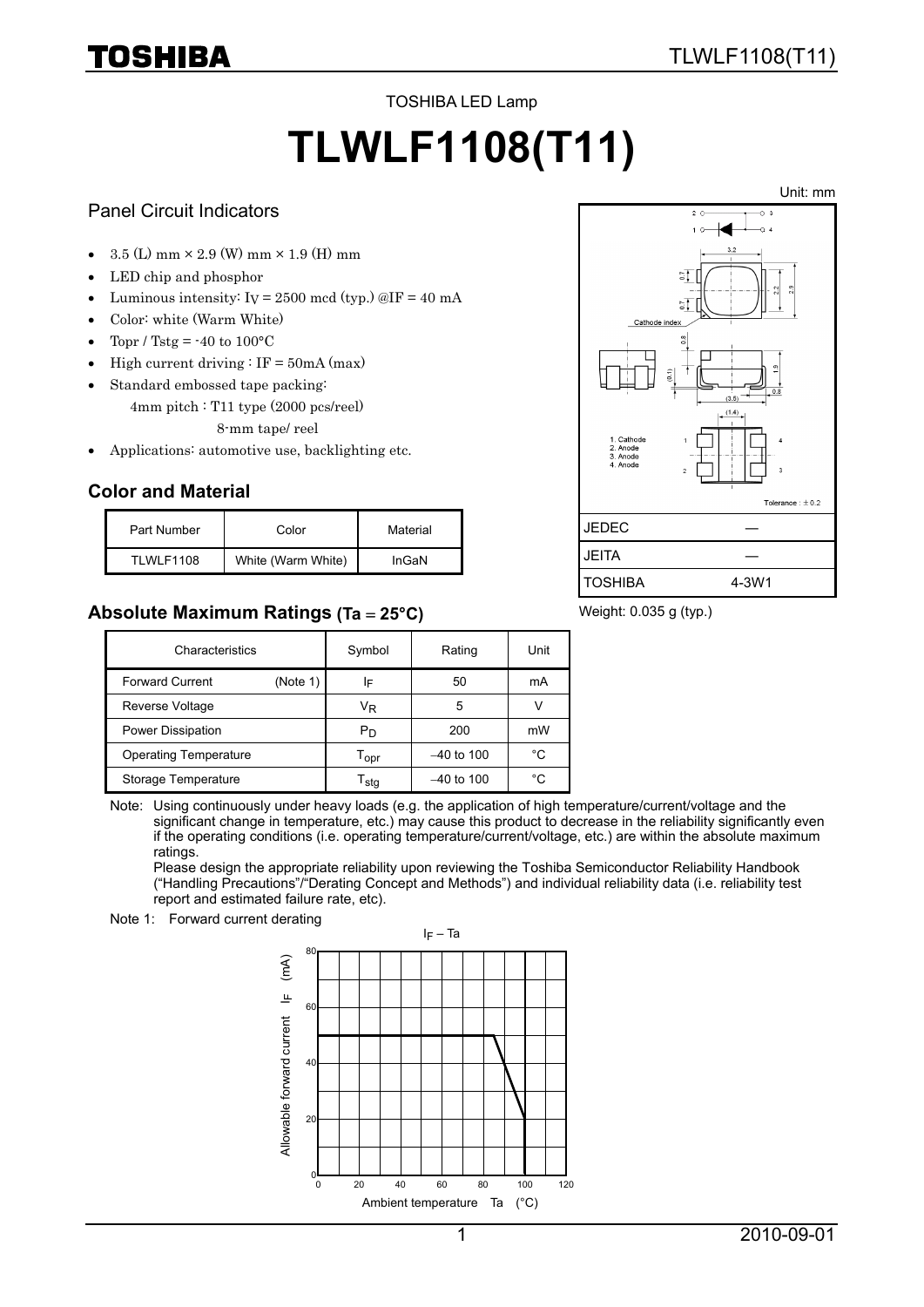TOSHIBA LED Lamp

# TLWLF1108(T11)

## Panel Circuit Indicators

- 3.5 (L) mm × 2.9 (W) mm × 1.9 (H) mm
- LED chip and phosphor
- Luminous intensity: $I_V$ = 2500 mcd (typ.) @IF = 40 mA
- Color: white (Warm White)
- Topr / Tstg = -40 to 100°C
- High current driving : IF = 50mA (max)
- Standard embossed tape packing:
  4mm pitch : T11 type (2000 pcs/reel)
  8-mm tape/ reel
- Applications: automotive use, backlighting etc.

Unit: mm

1. Cathode
2. Anode
3. Anode
4. Anode

Tolerance : ± 0.2

| JEDEC | ― |
|---|---|
| JEITA | ― |
| TOSHIBA | 4-3W1 |

Weight: 0.035 g (typ.)

## Color and Material

| Part Number | Color | Material |
|---|---|---|
| TLWLF1108 | White (Warm White) | InGaN |

## Absolute Maximum Ratings (Ta = 25°C)

| Characteristics | Symbol | Rating | Unit |
|---|---|---|---|
| Forward Current (Note 1) | $I_F$ | 50 | mA |
| Reverse Voltage | $V_R$ | 5 | V |
| Power Dissipation | $P_D$ | 200 | mW |
| Operating Temperature | $T_{opr}$ | –40 to 100 | °C |
| Storage Temperature | $T_{stg}$ | –40 to 100 | °C |

Note: Using continuously under heavy loads (e.g. the application of high temperature/current/voltage and the significant change in temperature, etc.) may cause this product to decrease in the reliability significantly even if the operating conditions (i.e. operating temperature/current/voltage, etc.) are within the absolute maximum ratings.
Please design the appropriate reliability upon reviewing the Toshiba Semiconductor Reliability Handbook ("Handling Precautions"/"Derating Concept and Methods") and individual reliability data (i.e. reliability test report and estimated failure rate, etc).

Note 1: Forward current derating

$I_F$ – Ta

Allowable forward current $I_F$ (mA)

Ambient temperature Ta (°C)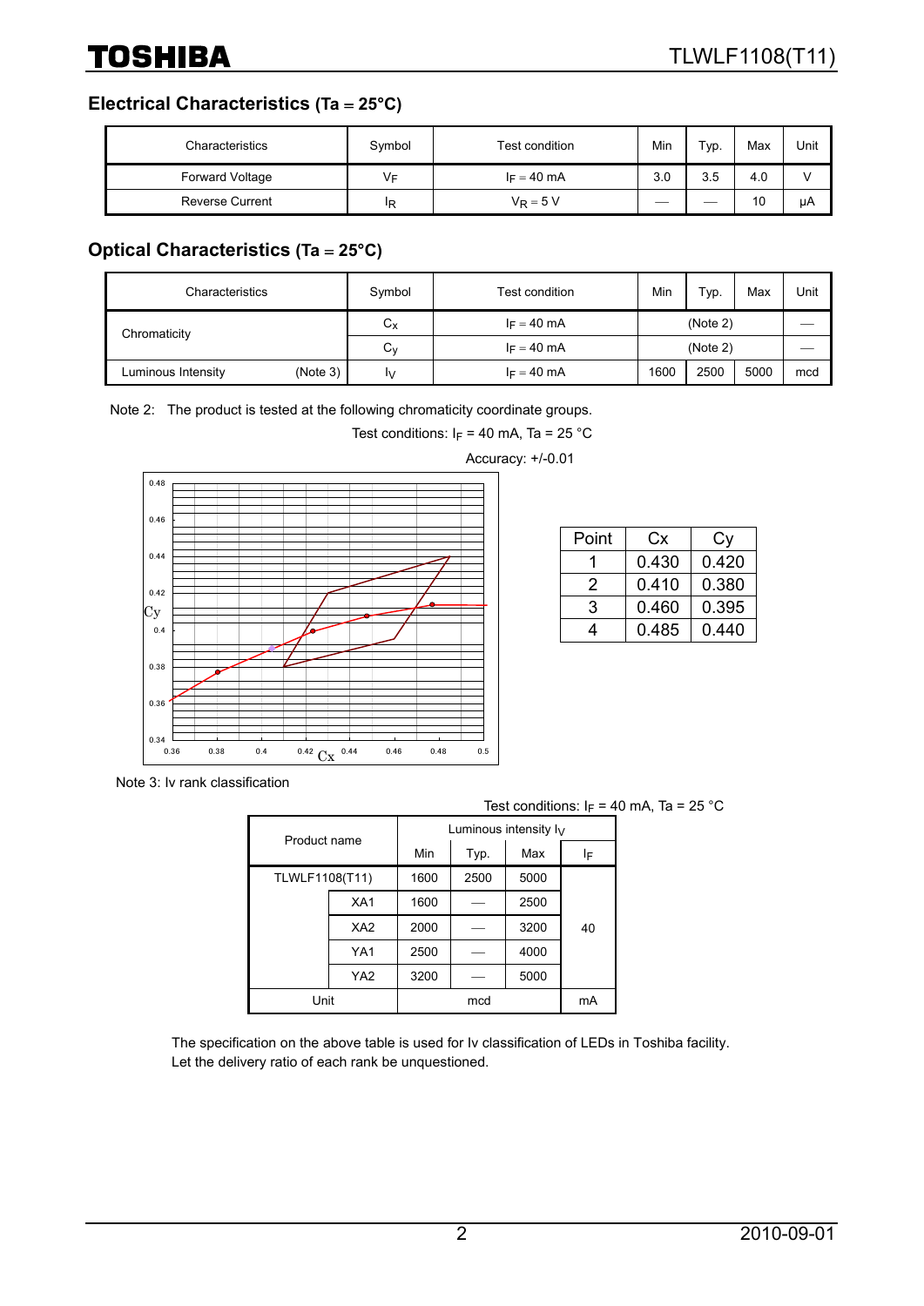## Electrical Characteristics (Ta = 25°C)

| Characteristics | Symbol | Test condition | Min | Typ. | Max | Unit |
|---|---|---|---|---|---|---|
| Forward Voltage | $V_F$ | $I_F$ = 40 mA | 3.0 | 3.5 | 4.0 | V |
| Reverse Current | $I_R$ | $V_R$ = 5 V | — | — | 10 | μA |

## Optical Characteristics (Ta = 25°C)

| Characteristics | | Symbol | Test condition | Min | Typ. | Max | Unit |
|---|---|---|---|---|---|---|---|
| Chromaticity | | $C_x$ | $I_F$ = 40 mA | (Note 2) | | | — |
| | | $C_y$ | $I_F$ = 40 mA | (Note 2) | | | — |
| Luminous Intensity | (Note 3) | $I_V$ | $I_F$ = 40 mA | 1600 | 2500 | 5000 | mcd |

Note 2: The product is tested at the following chromaticity coordinate groups.

Test conditions: $I_F$ = 40 mA, Ta = 25 °C

Accuracy: +/-0.01

| Point | Cx | Cy |
|---|---|---|
| 1 | 0.430 | 0.420 |
| 2 | 0.410 | 0.380 |
| 3 | 0.460 | 0.395 |
| 4 | 0.485 | 0.440 |

Note 3: Iv rank classification

Test conditions: $I_F$ = 40 mA, Ta = 25 °C

| Product name | | Luminous intensity $I_V$ | | | |
|---|---|---|---|---|---|
| | | Min | Typ. | Max | $I_F$ |
| TLWLF1108(T11) | | 1600 | 2500 | 5000 | 40 |
| | XA1 | 1600 | — | 2500 | |
| | XA2 | 2000 | — | 3200 | |
| | YA1 | 2500 | — | 4000 | |
| | YA2 | 3200 | — | 5000 | |
| Unit | | mcd | | | mA |

The specification on the above table is used for Iv classification of LEDs in Toshiba facility.
Let the delivery ratio of each rank be unquestioned.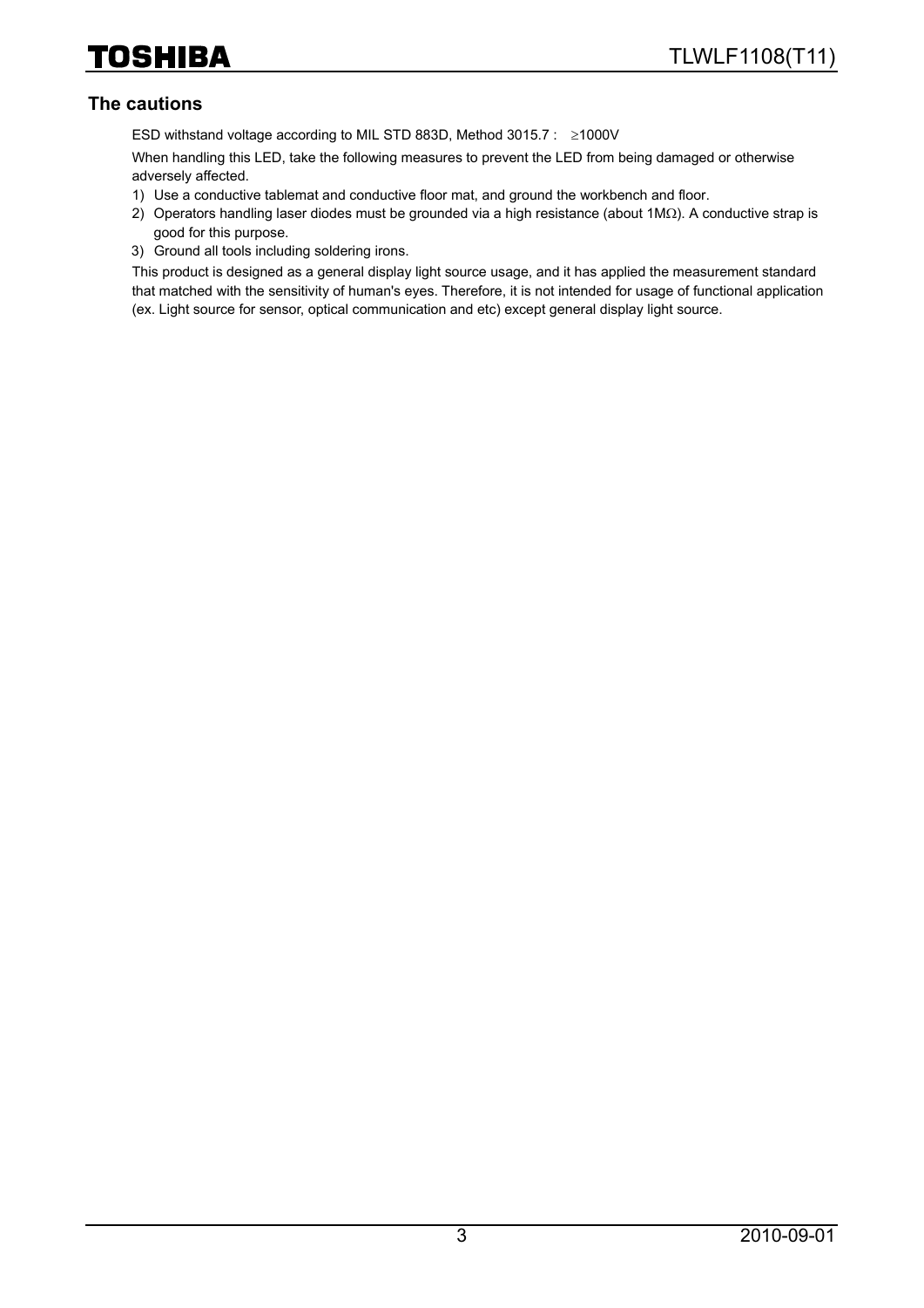## The cautions

ESD withstand voltage according to MIL STD 883D, Method 3015.7 : ≥1000V

When handling this LED, take the following measures to prevent the LED from being damaged or otherwise adversely affected.

1) Use a conductive tablemat and conductive floor mat, and ground the workbench and floor.
2) Operators handling laser diodes must be grounded via a high resistance (about 1MΩ). A conductive strap is good for this purpose.
3) Ground all tools including soldering irons.

This product is designed as a general display light source usage, and it has applied the measurement standard that matched with the sensitivity of human's eyes. Therefore, it is not intended for usage of functional application (ex. Light source for sensor, optical communication and etc) except general display light source.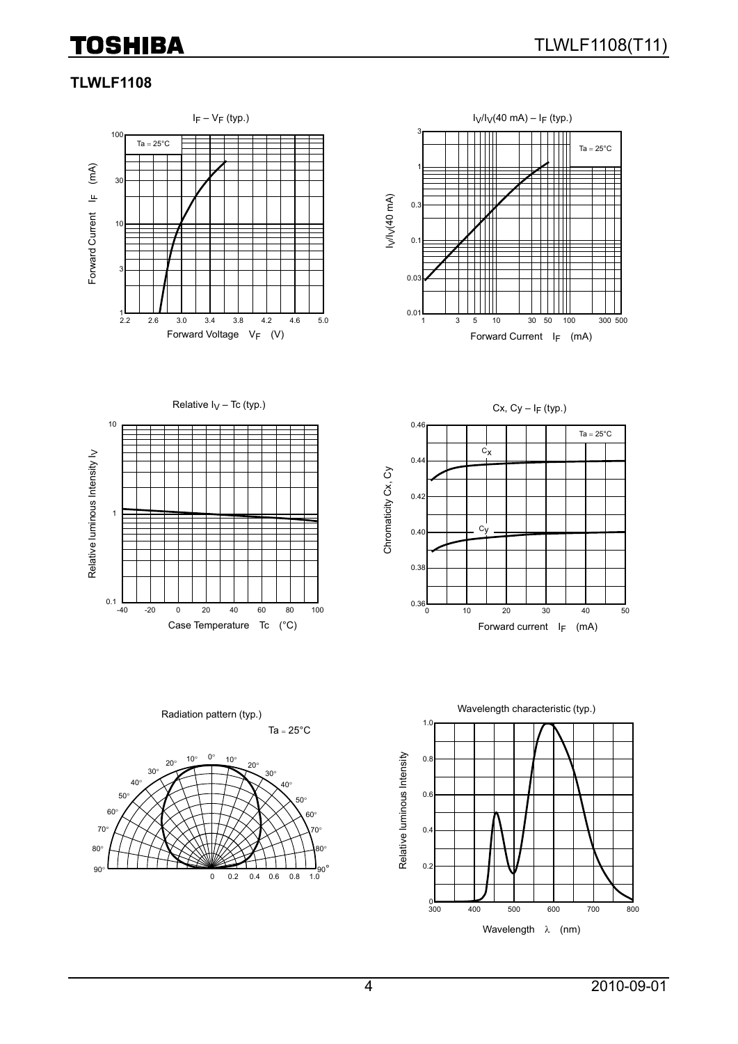## TLWLF1108

$I_F$ – $V_F$ (typ.)

Ta = 25°C

Forward Current $I_F$ (mA)

Forward Voltage $V_F$ (V)

$I_V/I_V$(40 mA) – $I_F$ (typ.)

Ta = 25°C

$I_V/I_V$(40 mA)

Forward Current $I_F$ (mA)

Relative $I_V$ – Tc (typ.)

Relative luminous Intensity $I_V$

Case Temperature Tc (°C)

Cx, Cy – $I_F$ (typ.)

Ta = 25°C

Chromaticity Cx, Cy

Forward current $I_F$ (mA)

Radiation pattern (typ.)

Ta = 25°C

Wavelength characteristic (typ.)

Relative luminous Intensity

Wavelength λ (nm)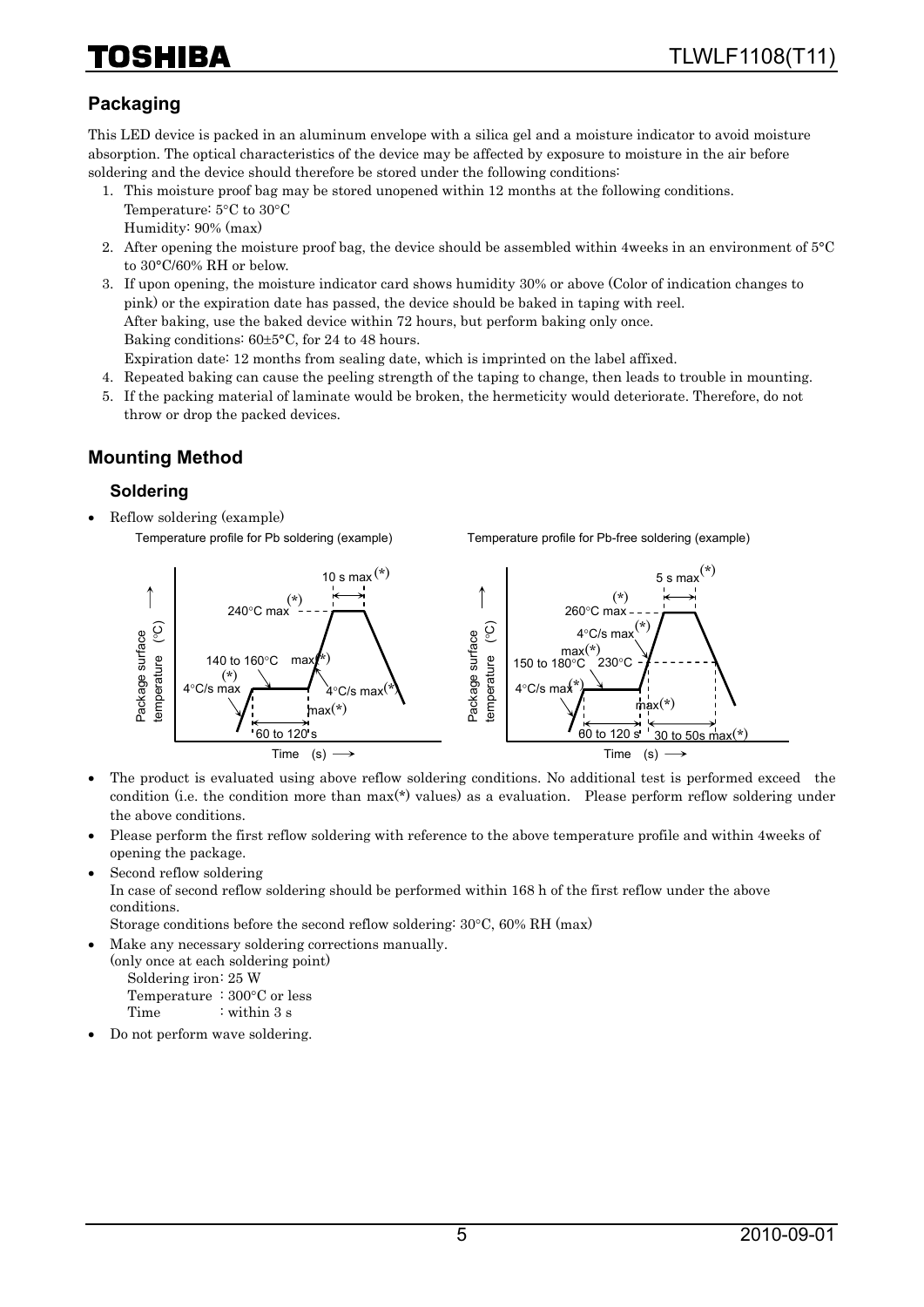## Packaging

This LED device is packed in an aluminum envelope with a silica gel and a moisture indicator to avoid moisture absorption. The optical characteristics of the device may be affected by exposure to moisture in the air before soldering and the device should therefore be stored under the following conditions:

1. This moisture proof bag may be stored unopened within 12 months at the following conditions.
   Temperature: 5°C to 30°C
   Humidity: 90% (max)
2. After opening the moisture proof bag, the device should be assembled within 4weeks in an environment of 5°C to 30°C/60% RH or below.
3. If upon opening, the moisture indicator card shows humidity 30% or above (Color of indication changes to pink) or the expiration date has passed, the device should be baked in taping with reel.
   After baking, use the baked device within 72 hours, but perform baking only once.
   Baking conditions: 60±5°C, for 24 to 48 hours.
   Expiration date: 12 months from sealing date, which is imprinted on the label affixed.
4. Repeated baking can cause the peeling strength of the taping to change, then leads to trouble in mounting.
5. If the packing material of laminate would be broken, the hermeticity would deteriorate. Therefore, do not throw or drop the packed devices.

## Mounting Method

### Soldering

- Reflow soldering (example)

Temperature profile for Pb soldering (example)

Package surface temperature (°C) — Time (s)
240°C max(*), 10 s max(*), 140 to 160°C, max(*), 4°C/s max(*), 4°C/s max(*), max(*), 60 to 120 s

Temperature profile for Pb-free soldering (example)

Package surface temperature (°C) — Time (s)
260°C max(*), 5 s max(*), 4°C/s max(*), 150 to 180°C max(*), 230°C, 4°C/s max(*), max(*), 60 to 120 s, 30 to 50s max(*)

- The product is evaluated using above reflow soldering conditions. No additional test is performed exceed the condition (i.e. the condition more than max(*) values) as a evaluation. Please perform reflow soldering under the above conditions.
- Please perform the first reflow soldering with reference to the above temperature profile and within 4weeks of opening the package.
- Second reflow soldering
  In case of second reflow soldering should be performed within 168 h of the first reflow under the above conditions.
  Storage conditions before the second reflow soldering: 30°C, 60% RH (max)
- Make any necessary soldering corrections manually.
  (only once at each soldering point)
  Soldering iron: 25 W
  Temperature : 300°C or less
  Time : within 3 s
- Do not perform wave soldering.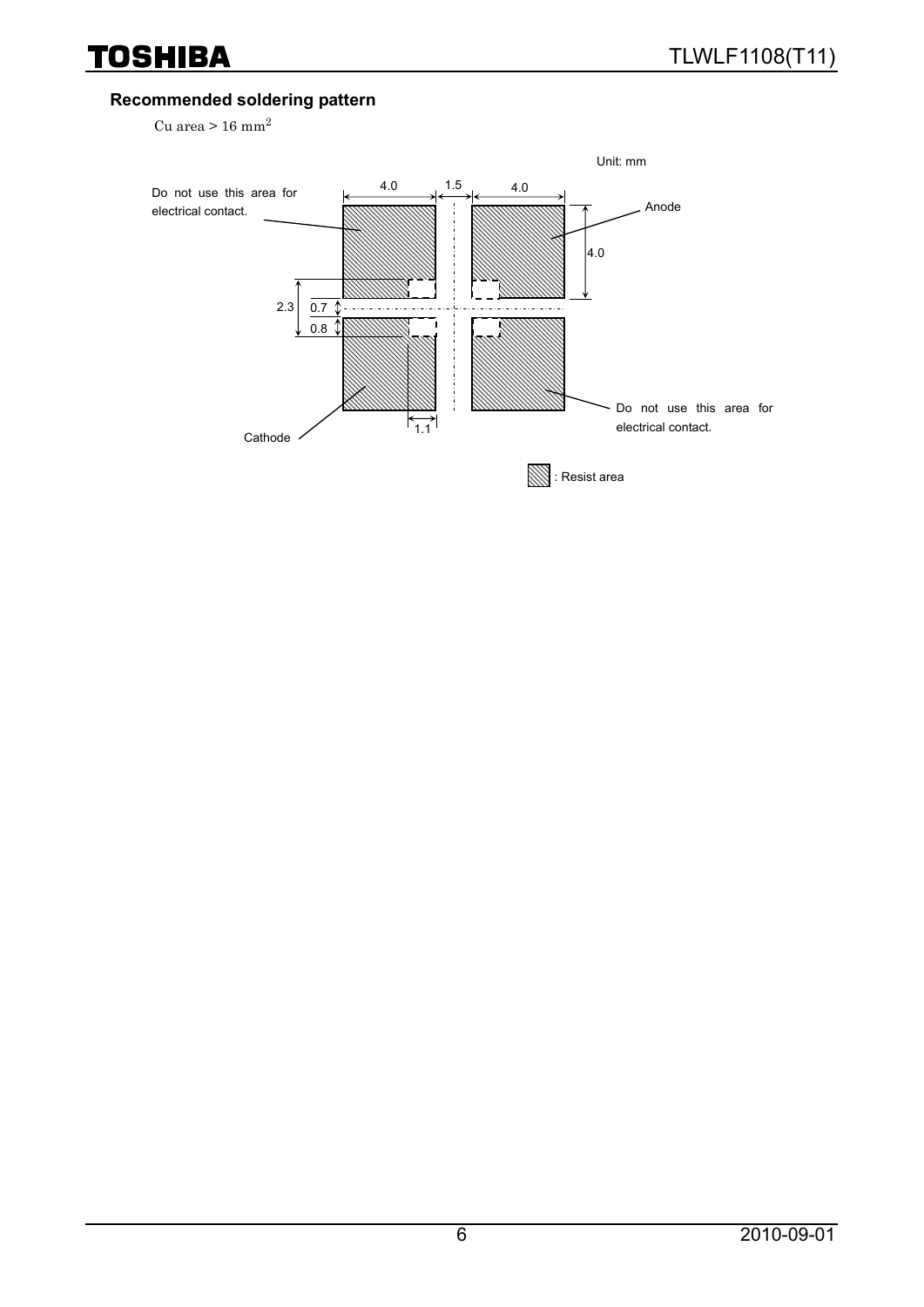## Recommended soldering pattern

Cu area > 16 $mm^2$

Unit: mm

Do not use this area for electrical contact.

4.0 1.5 4.0

Anode

4.0

2.3 0.7 0.8

1.1

Cathode

Do not use this area for electrical contact.

: Resist area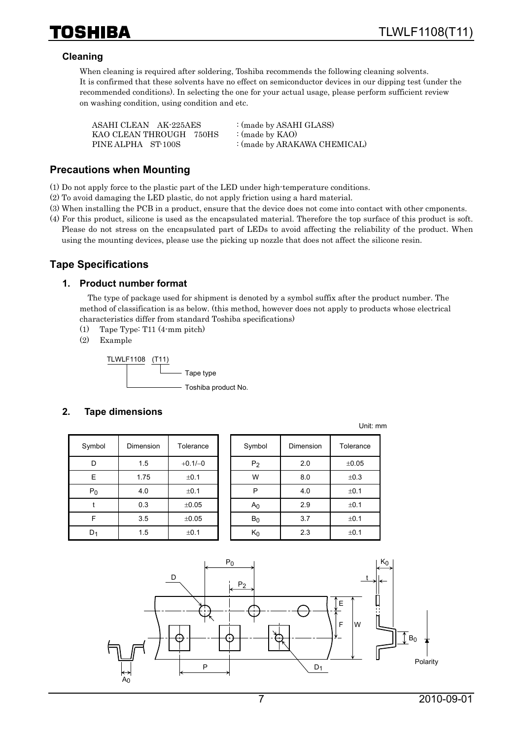### Cleaning

When cleaning is required after soldering, Toshiba recommends the following cleaning solvents.
It is confirmed that these solvents have no effect on semiconductor devices in our dipping test (under the recommended conditions). In selecting the one for your actual usage, please perform sufficient review on washing condition, using condition and etc.

ASAHI CLEAN AK-225AES : (made by ASAHI GLASS)
KAO CLEAN THROUGH 750HS : (made by KAO)
PINE ALPHA ST-100S : (made by ARAKAWA CHEMICAL)

## Precautions when Mounting

(1) Do not apply force to the plastic part of the LED under high-temperature conditions.
(2) To avoid damaging the LED plastic, do not apply friction using a hard material.
(3) When installing the PCB in a product, ensure that the device does not come into contact with other cmponents.
(4) For this product, silicone is used as the encapsulated material. Therefore the top surface of this product is soft. Please do not stress on the encapsulated part of LEDs to avoid affecting the reliability of the product. When using the mounting devices, please use the picking up nozzle that does not affect the silicone resin.

## Tape Specifications

### 1. Product number format

The type of package used for shipment is denoted by a symbol suffix after the product number. The method of classification is as below. (this method, however does not apply to products whose electrical characteristics differ from standard Toshiba specifications)

(1) Tape Type: T11 (4-mm pitch)
(2) Example

TLWLF1108 (T11)
- (T11): Tape type
- TLWLF1108: Toshiba product No.

### 2. Tape dimensions

Unit: mm

| Symbol | Dimension | Tolerance |
|---|---|---|
| D | 1.5 | +0.1/−0 |
| E | 1.75 | ±0.1 |
| $P_0$ | 4.0 | ±0.1 |
| t | 0.3 | ±0.05 |
| F | 3.5 | ±0.05 |
| $D_1$ | 1.5 | ±0.1 |

| Symbol | Dimension | Tolerance |
|---|---|---|
| $P_2$ | 2.0 | ±0.05 |
| W | 8.0 | ±0.3 |
| P | 4.0 | ±0.1 |
| $A_0$ | 2.9 | ±0.1 |
| $B_0$ | 3.7 | ±0.1 |
| $K_0$ | 2.3 | ±0.1 |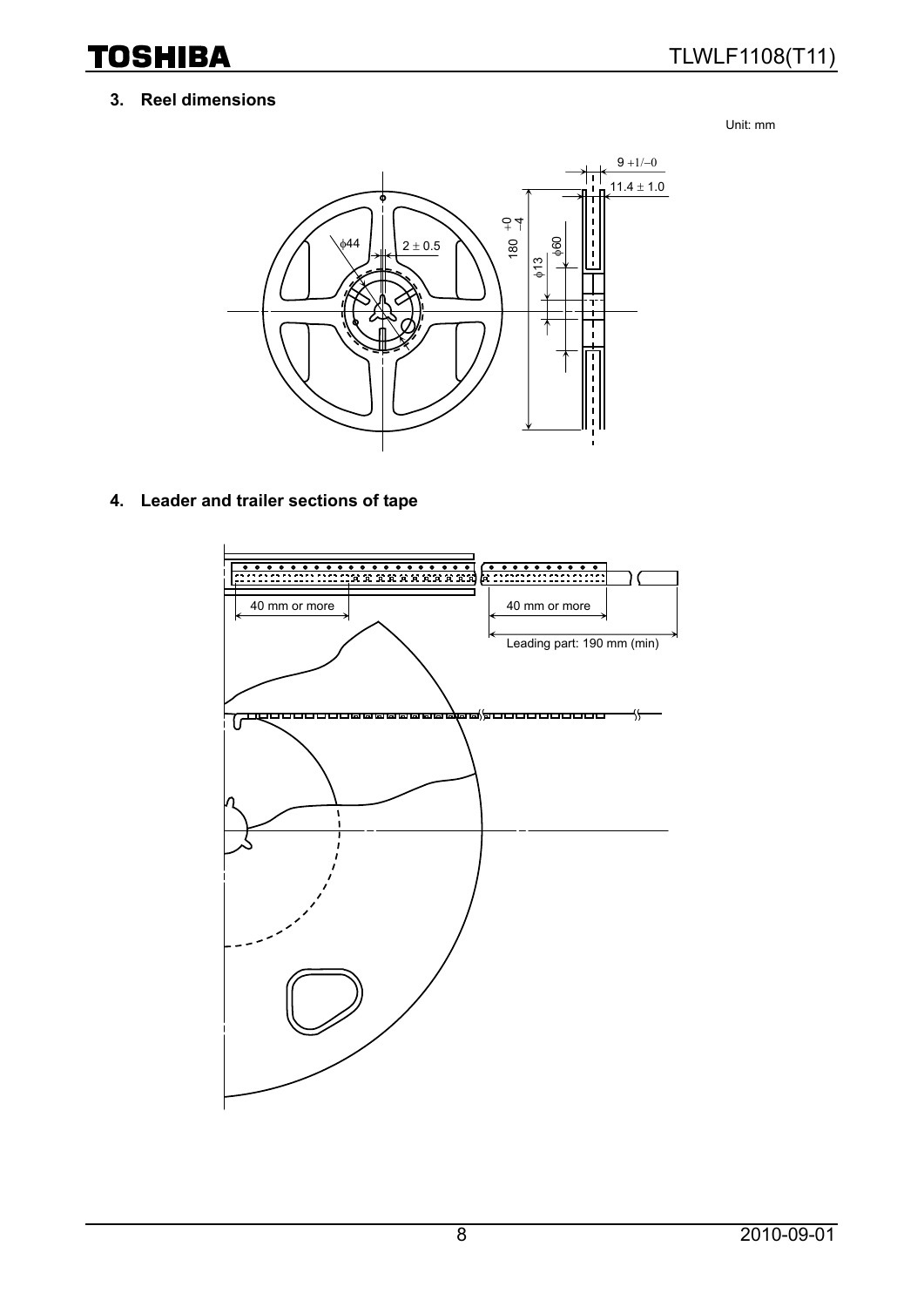## 3. Reel dimensions

Unit: mm

## 4. Leader and trailer sections of tape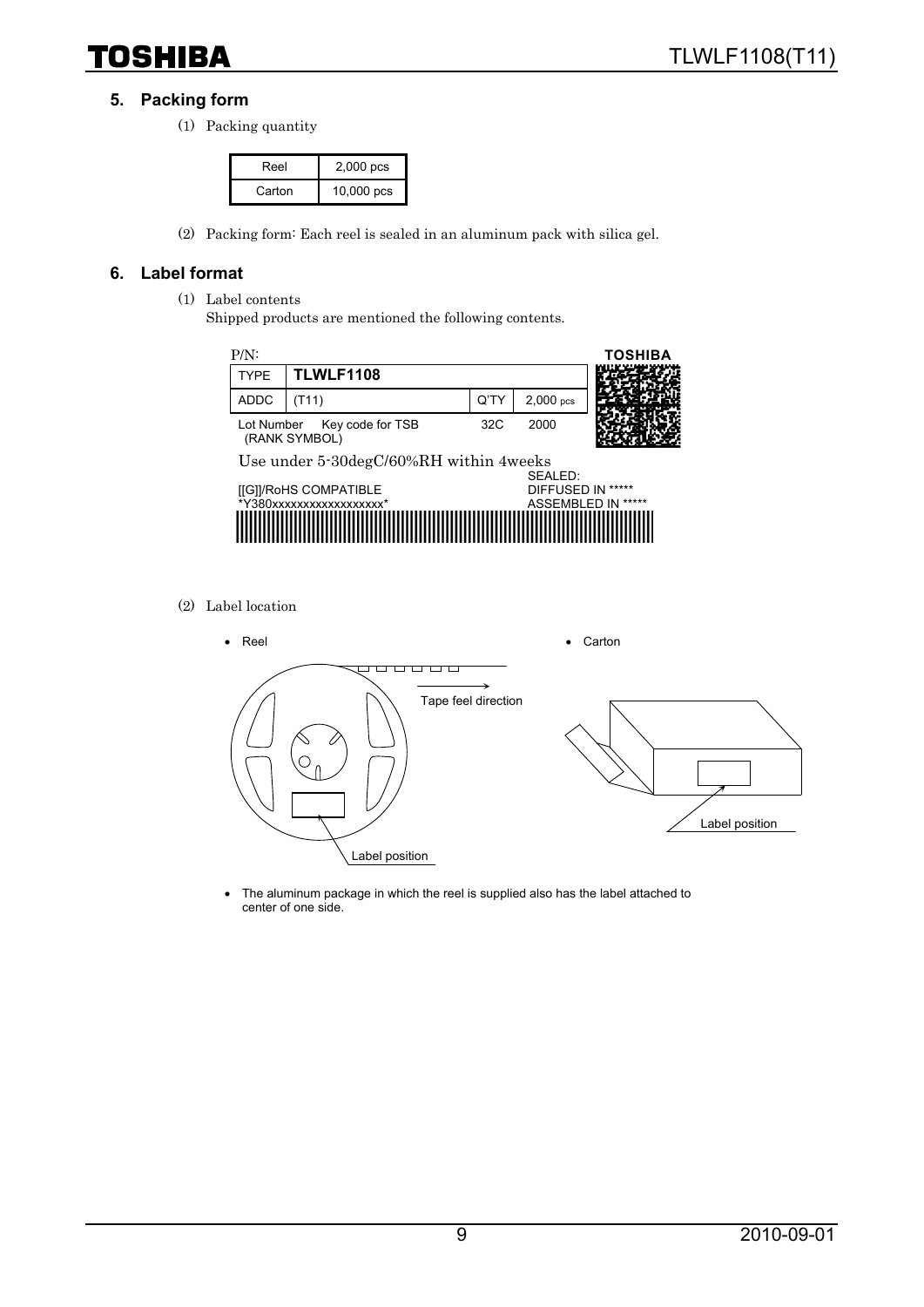## 5. Packing form

(1) Packing quantity

| Reel | 2,000 pcs |
|---|---|
| Carton | 10,000 pcs |

(2) Packing form: Each reel is sealed in an aluminum pack with silica gel.

## 6. Label format

(1) Label contents

Shipped products are mentioned the following contents.

P/N: TOSHIBA

| TYPE | TLWLF1108 | | |
|---|---|---|---|
| ADDC | (T11) | Q'TY | 2,000 pcs |
| Lot Number (RANK SYMBOL) | Key code for TSB | 32C | 2000 |

Use under 5-30degC/60%RH within 4weeks

[[G]]/RoHS COMPATIBLE
*Y380xxxxxxxxxxxxxxxxxx*

SEALED:
DIFFUSED IN *****
ASSEMBLED IN *****

(2) Label location

- Reel
- Carton

Tape feel direction

Label position

Label position

- The aluminum package in which the reel is supplied also has the label attached to center of one side.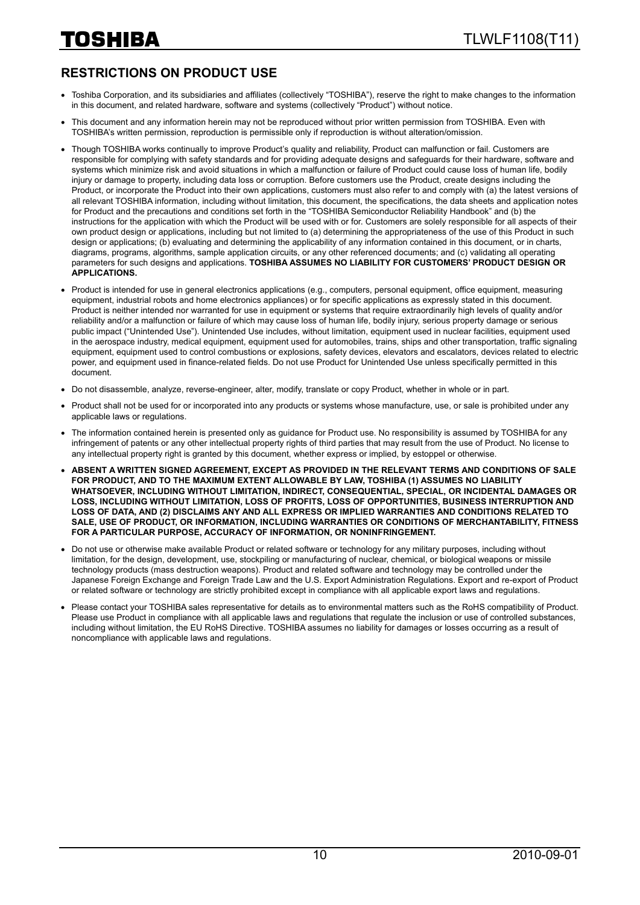## RESTRICTIONS ON PRODUCT USE

- Toshiba Corporation, and its subsidiaries and affiliates (collectively "TOSHIBA"), reserve the right to make changes to the information in this document, and related hardware, software and systems (collectively "Product") without notice.
- This document and any information herein may not be reproduced without prior written permission from TOSHIBA. Even with TOSHIBA's written permission, reproduction is permissible only if reproduction is without alteration/omission.
- Though TOSHIBA works continually to improve Product's quality and reliability, Product can malfunction or fail. Customers are responsible for complying with safety standards and for providing adequate designs and safeguards for their hardware, software and systems which minimize risk and avoid situations in which a malfunction or failure of Product could cause loss of human life, bodily injury or damage to property, including data loss or corruption. Before customers use the Product, create designs including the Product, or incorporate the Product into their own applications, customers must also refer to and comply with (a) the latest versions of all relevant TOSHIBA information, including without limitation, this document, the specifications, the data sheets and application notes for Product and the precautions and conditions set forth in the "TOSHIBA Semiconductor Reliability Handbook" and (b) the instructions for the application with which the Product will be used with or for. Customers are solely responsible for all aspects of their own product design or applications, including but not limited to (a) determining the appropriateness of the use of this Product in such design or applications; (b) evaluating and determining the applicability of any information contained in this document, or in charts, diagrams, programs, algorithms, sample application circuits, or any other referenced documents; and (c) validating all operating parameters for such designs and applications. **TOSHIBA ASSUMES NO LIABILITY FOR CUSTOMERS' PRODUCT DESIGN OR APPLICATIONS.**
- Product is intended for use in general electronics applications (e.g., computers, personal equipment, office equipment, measuring equipment, industrial robots and home electronics appliances) or for specific applications as expressly stated in this document. Product is neither intended nor warranted for use in equipment or systems that require extraordinarily high levels of quality and/or reliability and/or a malfunction or failure of which may cause loss of human life, bodily injury, serious property damage or serious public impact ("Unintended Use"). Unintended Use includes, without limitation, equipment used in nuclear facilities, equipment used in the aerospace industry, medical equipment, equipment used for automobiles, trains, ships and other transportation, traffic signaling equipment, equipment used to control combustions or explosions, safety devices, elevators and escalators, devices related to electric power, and equipment used in finance-related fields. Do not use Product for Unintended Use unless specifically permitted in this document.
- Do not disassemble, analyze, reverse-engineer, alter, modify, translate or copy Product, whether in whole or in part.
- Product shall not be used for or incorporated into any products or systems whose manufacture, use, or sale is prohibited under any applicable laws or regulations.
- The information contained herein is presented only as guidance for Product use. No responsibility is assumed by TOSHIBA for any infringement of patents or any other intellectual property rights of third parties that may result from the use of Product. No license to any intellectual property right is granted by this document, whether express or implied, by estoppel or otherwise.
- **ABSENT A WRITTEN SIGNED AGREEMENT, EXCEPT AS PROVIDED IN THE RELEVANT TERMS AND CONDITIONS OF SALE FOR PRODUCT, AND TO THE MAXIMUM EXTENT ALLOWABLE BY LAW, TOSHIBA (1) ASSUMES NO LIABILITY WHATSOEVER, INCLUDING WITHOUT LIMITATION, INDIRECT, CONSEQUENTIAL, SPECIAL, OR INCIDENTAL DAMAGES OR LOSS, INCLUDING WITHOUT LIMITATION, LOSS OF PROFITS, LOSS OF OPPORTUNITIES, BUSINESS INTERRUPTION AND LOSS OF DATA, AND (2) DISCLAIMS ANY AND ALL EXPRESS OR IMPLIED WARRANTIES AND CONDITIONS RELATED TO SALE, USE OF PRODUCT, OR INFORMATION, INCLUDING WARRANTIES OR CONDITIONS OF MERCHANTABILITY, FITNESS FOR A PARTICULAR PURPOSE, ACCURACY OF INFORMATION, OR NONINFRINGEMENT.**
- Do not use or otherwise make available Product or related software or technology for any military purposes, including without limitation, for the design, development, use, stockpiling or manufacturing of nuclear, chemical, or biological weapons or missile technology products (mass destruction weapons). Product and related software and technology may be controlled under the Japanese Foreign Exchange and Foreign Trade Law and the U.S. Export Administration Regulations. Export and re-export of Product or related software or technology are strictly prohibited except in compliance with all applicable export laws and regulations.
- Please contact your TOSHIBA sales representative for details as to environmental matters such as the RoHS compatibility of Product. Please use Product in compliance with all applicable laws and regulations that regulate the inclusion or use of controlled substances, including without limitation, the EU RoHS Directive. TOSHIBA assumes no liability for damages or losses occurring as a result of noncompliance with applicable laws and regulations.